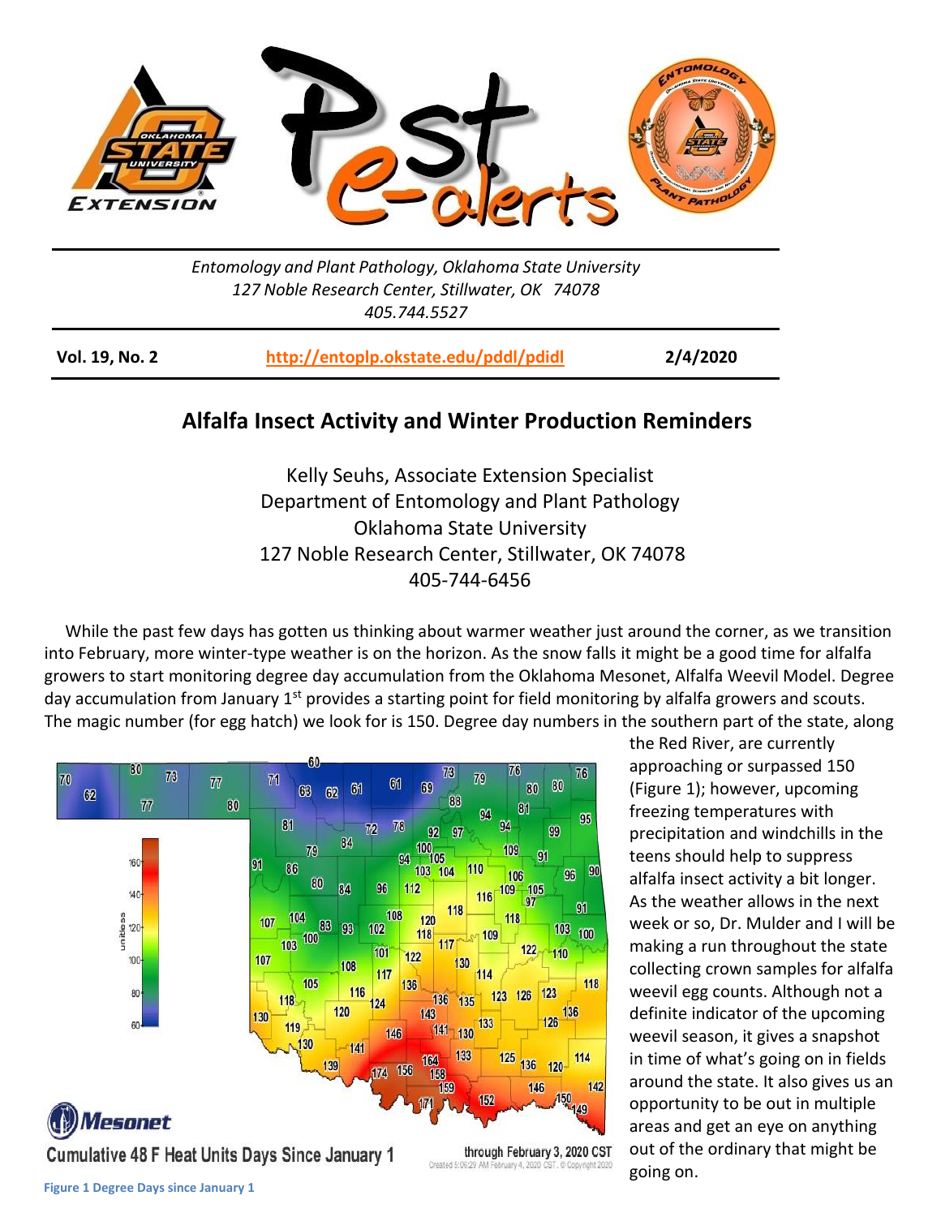Entomology and Plant Pathology, Oklahoma State University
127 Noble Research Center, Stillwater, OK 74078
405.744.5527

**Vol. 19, No. 2** | **http://entoplp.okstate.edu/pddl/pdidl** | **2/4/2020**

# Alfalfa Insect Activity and Winter Production Reminders

Kelly Seuhs, Associate Extension Specialist
Department of Entomology and Plant Pathology
Oklahoma State University
127 Noble Research Center, Stillwater, OK 74078
405-744-6456

While the past few days has gotten us thinking about warmer weather just around the corner, as we transition into February, more winter-type weather is on the horizon. As the snow falls it might be a good time for alfalfa growers to start monitoring degree day accumulation from the Oklahoma Mesonet, Alfalfa Weevil Model. Degree day accumulation from January 1st provides a starting point for field monitoring by alfalfa growers and scouts. The magic number (for egg hatch) we look for is 150. Degree day numbers in the southern part of the state, along the Red River, are currently approaching or surpassed 150 (Figure 1); however, upcoming freezing temperatures with precipitation and windchills in the teens should help to suppress alfalfa insect activity a bit longer. As the weather allows in the next week or so, Dr. Mulder and I will be making a run throughout the state collecting crown samples for alfalfa weevil egg counts. Although not a definite indicator of the upcoming weevil season, it gives a snapshot in time of what's going on in fields around the state. It also gives us an opportunity to be out in multiple areas and get an eye on anything out of the ordinary that might be going on.

Mesonet
Cumulative 48 F Heat Units Days Since January 1 through February 3, 2020 CST

Figure 1 Degree Days since January 1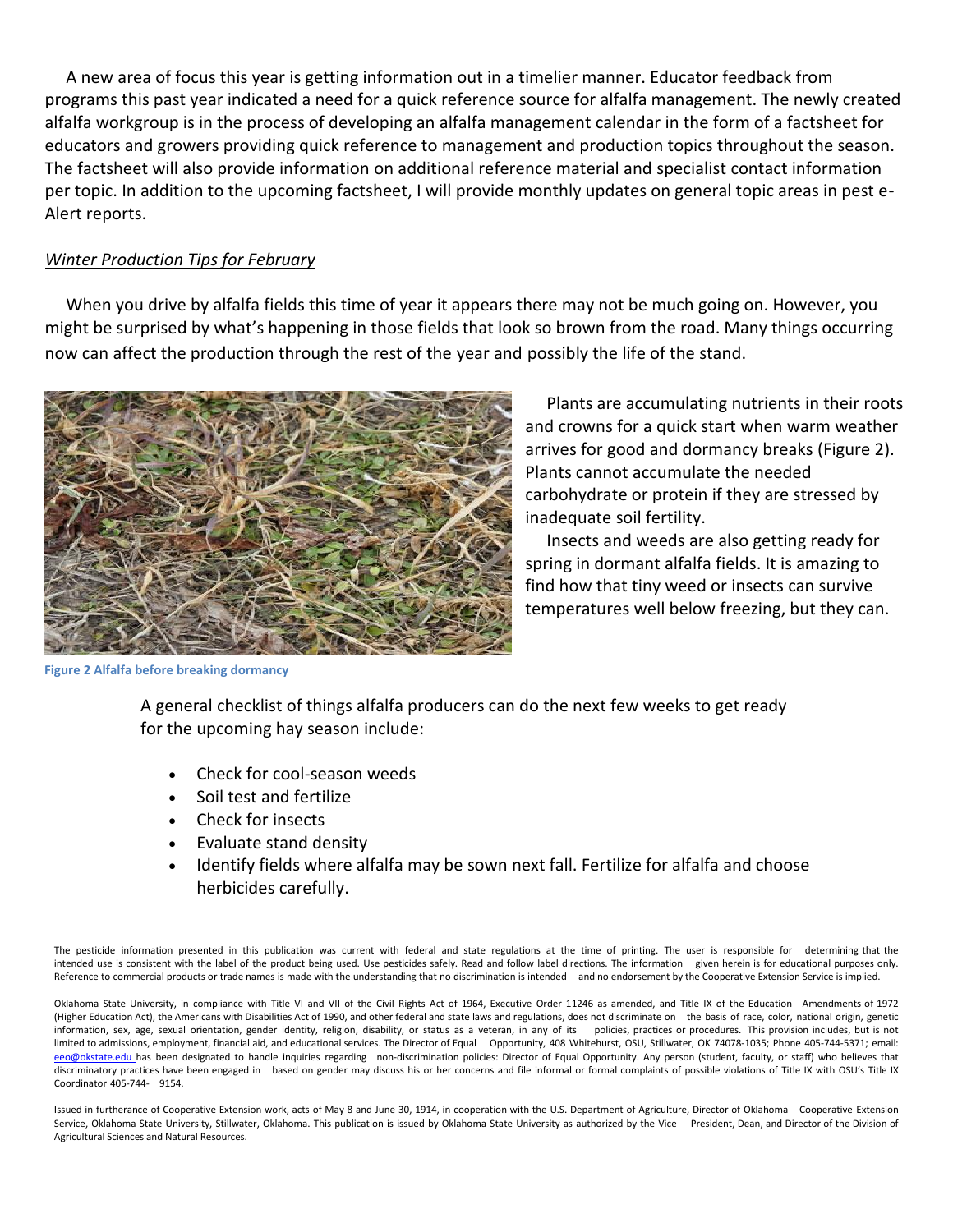A new area of focus this year is getting information out in a timelier manner. Educator feedback from programs this past year indicated a need for a quick reference source for alfalfa management. The newly created alfalfa workgroup is in the process of developing an alfalfa management calendar in the form of a factsheet for educators and growers providing quick reference to management and production topics throughout the season. The factsheet will also provide information on additional reference material and specialist contact information per topic. In addition to the upcoming factsheet, I will provide monthly updates on general topic areas in pest e-Alert reports.

*Winter Production Tips for February*

When you drive by alfalfa fields this time of year it appears there may not be much going on. However, you might be surprised by what's happening in those fields that look so brown from the road. Many things occurring now can affect the production through the rest of the year and possibly the life of the stand.

Plants are accumulating nutrients in their roots and crowns for a quick start when warm weather arrives for good and dormancy breaks (Figure 2). Plants cannot accumulate the needed carbohydrate or protein if they are stressed by inadequate soil fertility.

Insects and weeds are also getting ready for spring in dormant alfalfa fields. It is amazing to find how that tiny weed or insects can survive temperatures well below freezing, but they can.

**Figure 2 Alfalfa before breaking dormancy**

A general checklist of things alfalfa producers can do the next few weeks to get ready for the upcoming hay season include:

- Check for cool-season weeds
- Soil test and fertilize
- Check for insects
- Evaluate stand density
- Identify fields where alfalfa may be sown next fall. Fertilize for alfalfa and choose herbicides carefully.

The pesticide information presented in this publication was current with federal and state regulations at the time of printing. The user is responsible for determining that the intended use is consistent with the label of the product being used. Use pesticides safely. Read and follow label directions. The information given herein is for educational purposes only. Reference to commercial products or trade names is made with the understanding that no discrimination is intended and no endorsement by the Cooperative Extension Service is implied.

Oklahoma State University, in compliance with Title VI and VII of the Civil Rights Act of 1964, Executive Order 11246 as amended, and Title IX of the Education Amendments of 1972 (Higher Education Act), the Americans with Disabilities Act of 1990, and other federal and state laws and regulations, does not discriminate on the basis of race, color, national origin, genetic information, sex, age, sexual orientation, gender identity, religion, disability, or status as a veteran, in any of its policies, practices or procedures. This provision includes, but is not limited to admissions, employment, financial aid, and educational services. The Director of Equal Opportunity, 408 Whitehurst, OSU, Stillwater, OK 74078-1035; Phone 405-744-5371; email: eeo@okstate.edu has been designated to handle inquiries regarding non-discrimination policies: Director of Equal Opportunity. Any person (student, faculty, or staff) who believes that discriminatory practices have been engaged in based on gender may discuss his or her concerns and file informal or formal complaints of possible violations of Title IX with OSU's Title IX Coordinator 405-744- 9154.

Issued in furtherance of Cooperative Extension work, acts of May 8 and June 30, 1914, in cooperation with the U.S. Department of Agriculture, Director of Oklahoma Cooperative Extension Service, Oklahoma State University, Stillwater, Oklahoma. This publication is issued by Oklahoma State University as authorized by the Vice President, Dean, and Director of the Division of Agricultural Sciences and Natural Resources.